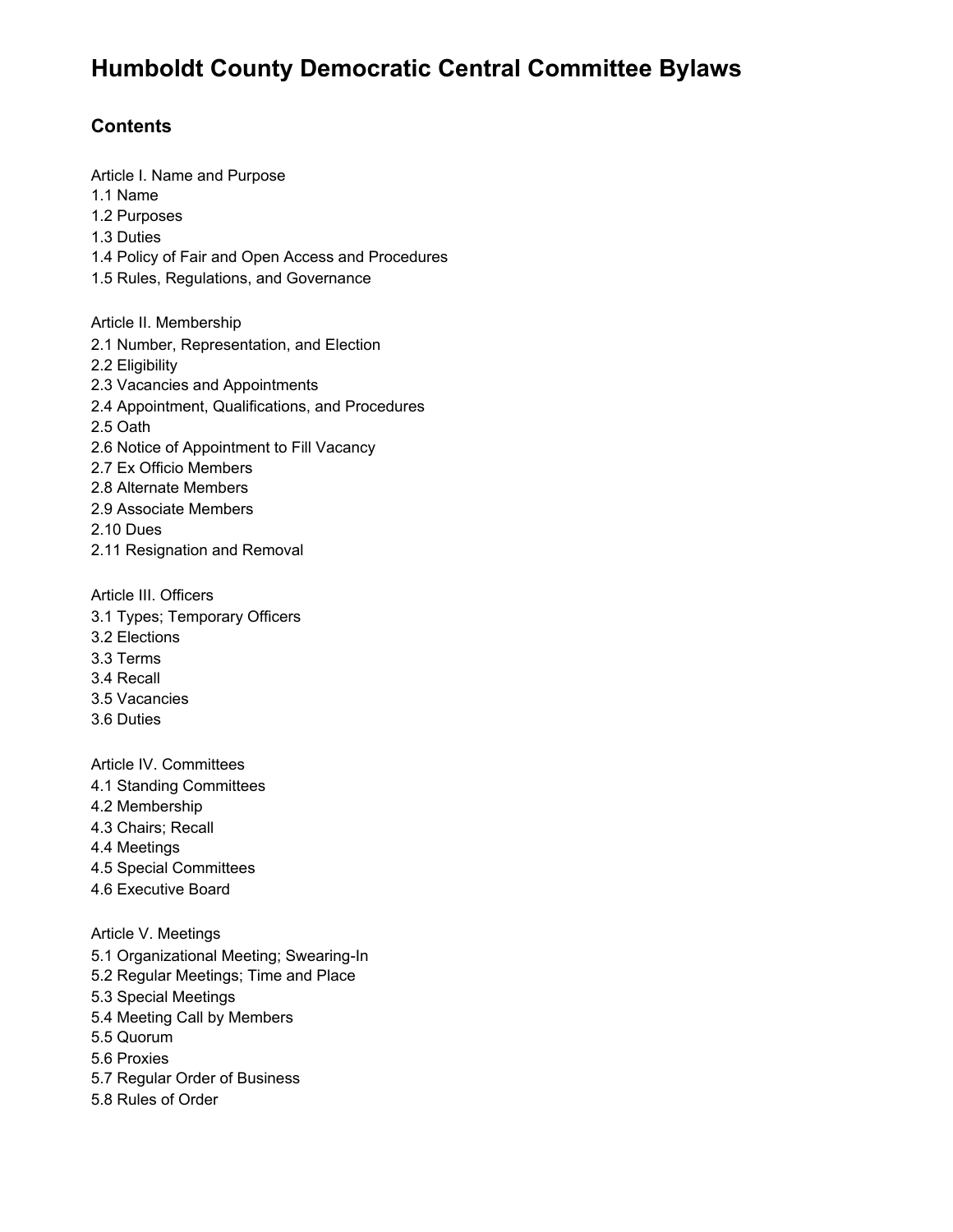# Humboldt County Democratic Central Committee Bylaws

## Contents

Article I. Name and Purpose
1.1 Name
1.2 Purposes
1.3 Duties
1.4 Policy of Fair and Open Access and Procedures
1.5 Rules, Regulations, and Governance

Article II. Membership
2.1 Number, Representation, and Election
2.2 Eligibility
2.3 Vacancies and Appointments
2.4 Appointment, Qualifications, and Procedures
2.5 Oath
2.6 Notice of Appointment to Fill Vacancy
2.7 Ex Officio Members
2.8 Alternate Members
2.9 Associate Members
2.10 Dues
2.11 Resignation and Removal

Article III. Officers
3.1 Types; Temporary Officers
3.2 Elections
3.3 Terms
3.4 Recall
3.5 Vacancies
3.6 Duties

Article IV. Committees
4.1 Standing Committees
4.2 Membership
4.3 Chairs; Recall
4.4 Meetings
4.5 Special Committees
4.6 Executive Board

Article V. Meetings
5.1 Organizational Meeting; Swearing-In
5.2 Regular Meetings; Time and Place
5.3 Special Meetings
5.4 Meeting Call by Members
5.5 Quorum
5.6 Proxies
5.7 Regular Order of Business
5.8 Rules of Order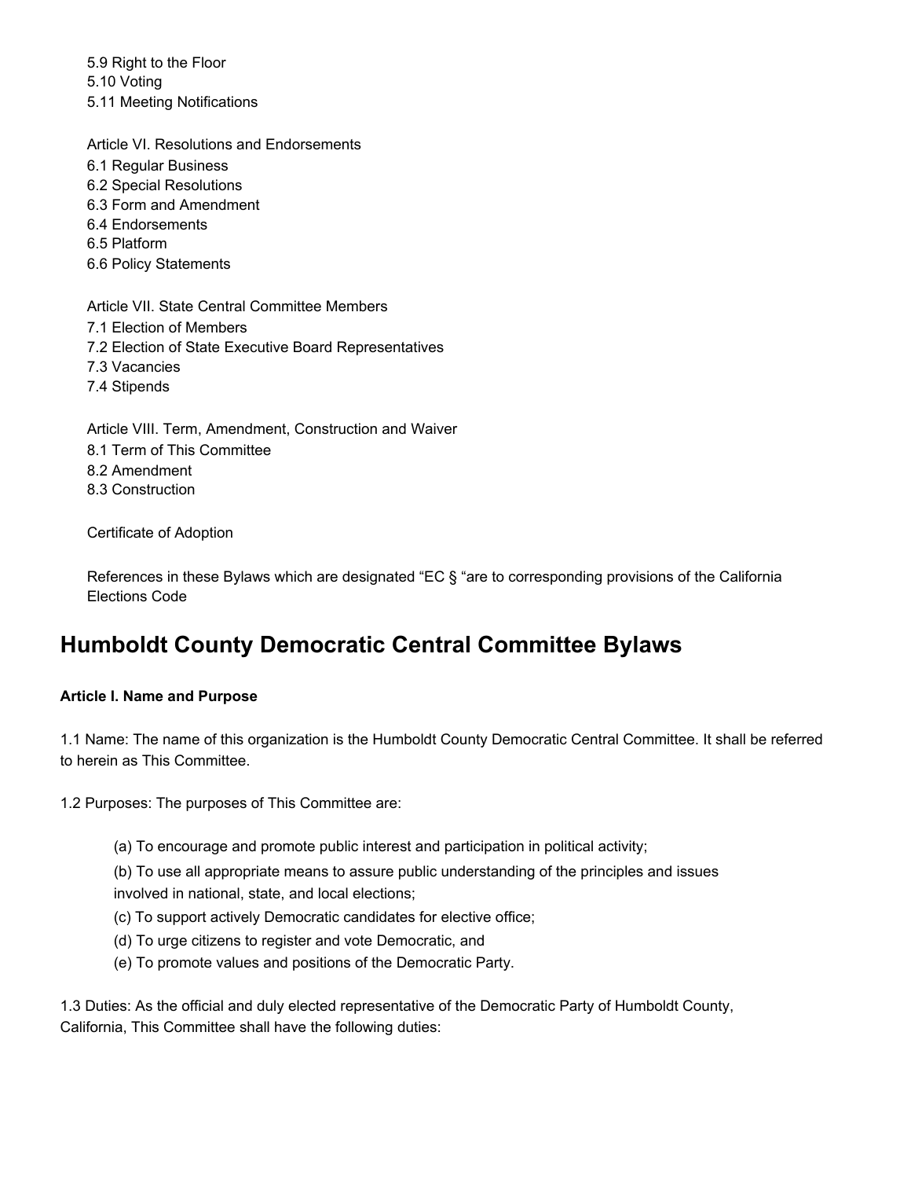5.9 Right to the Floor
5.10 Voting
5.11 Meeting Notifications

Article VI. Resolutions and Endorsements
6.1 Regular Business
6.2 Special Resolutions
6.3 Form and Amendment
6.4 Endorsements
6.5 Platform
6.6 Policy Statements

Article VII. State Central Committee Members
7.1 Election of Members
7.2 Election of State Executive Board Representatives
7.3 Vacancies
7.4 Stipends

Article VIII. Term, Amendment, Construction and Waiver
8.1 Term of This Committee
8.2 Amendment
8.3 Construction

Certificate of Adoption

References in these Bylaws which are designated "EC § "are to corresponding provisions of the California Elections Code

## Humboldt County Democratic Central Committee Bylaws

**Article I. Name and Purpose**

1.1 Name: The name of this organization is the Humboldt County Democratic Central Committee. It shall be referred to herein as This Committee.

1.2 Purposes: The purposes of This Committee are:

(a) To encourage and promote public interest and participation in political activity;

(b) To use all appropriate means to assure public understanding of the principles and issues involved in national, state, and local elections;

(c) To support actively Democratic candidates for elective office;

(d) To urge citizens to register and vote Democratic, and

(e) To promote values and positions of the Democratic Party.

1.3 Duties: As the official and duly elected representative of the Democratic Party of Humboldt County, California, This Committee shall have the following duties: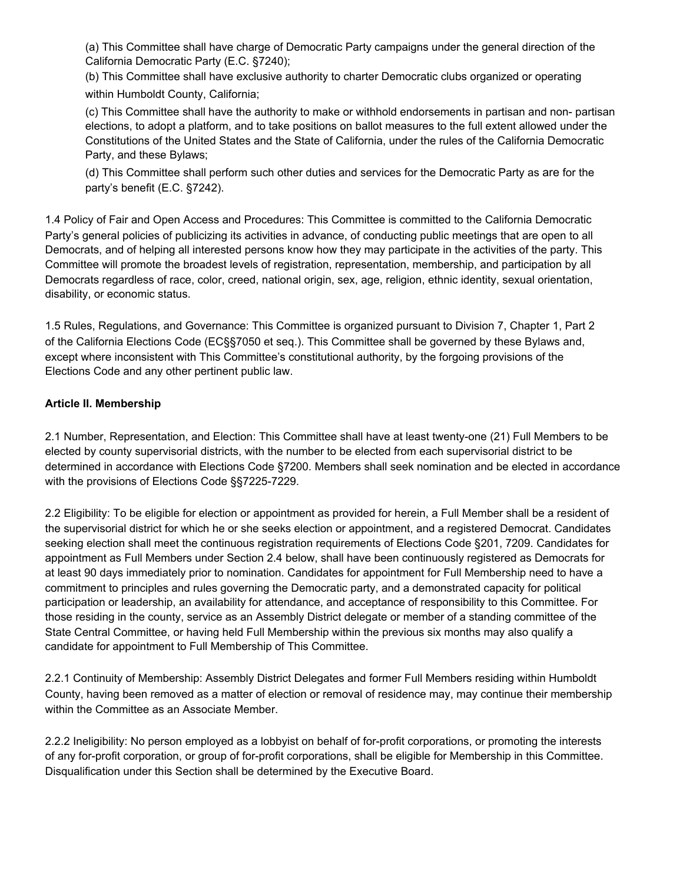(a) This Committee shall have charge of Democratic Party campaigns under the general direction of the California Democratic Party (E.C. §7240);

(b) This Committee shall have exclusive authority to charter Democratic clubs organized or operating within Humboldt County, California;

(c) This Committee shall have the authority to make or withhold endorsements in partisan and non- partisan elections, to adopt a platform, and to take positions on ballot measures to the full extent allowed under the Constitutions of the United States and the State of California, under the rules of the California Democratic Party, and these Bylaws;

(d) This Committee shall perform such other duties and services for the Democratic Party as are for the party's benefit (E.C. §7242).

1.4 Policy of Fair and Open Access and Procedures: This Committee is committed to the California Democratic Party's general policies of publicizing its activities in advance, of conducting public meetings that are open to all Democrats, and of helping all interested persons know how they may participate in the activities of the party. This Committee will promote the broadest levels of registration, representation, membership, and participation by all Democrats regardless of race, color, creed, national origin, sex, age, religion, ethnic identity, sexual orientation, disability, or economic status.

1.5 Rules, Regulations, and Governance: This Committee is organized pursuant to Division 7, Chapter 1, Part 2 of the California Elections Code (EC§§7050 et seq.). This Committee shall be governed by these Bylaws and, except where inconsistent with This Committee's constitutional authority, by the forgoing provisions of the Elections Code and any other pertinent public law.

**Article II. Membership**

2.1 Number, Representation, and Election: This Committee shall have at least twenty-one (21) Full Members to be elected by county supervisorial districts, with the number to be elected from each supervisorial district to be determined in accordance with Elections Code §7200. Members shall seek nomination and be elected in accordance with the provisions of Elections Code §§7225-7229.

2.2 Eligibility: To be eligible for election or appointment as provided for herein, a Full Member shall be a resident of the supervisorial district for which he or she seeks election or appointment, and a registered Democrat. Candidates seeking election shall meet the continuous registration requirements of Elections Code §201, 7209. Candidates for appointment as Full Members under Section 2.4 below, shall have been continuously registered as Democrats for at least 90 days immediately prior to nomination. Candidates for appointment for Full Membership need to have a commitment to principles and rules governing the Democratic party, and a demonstrated capacity for political participation or leadership, an availability for attendance, and acceptance of responsibility to this Committee. For those residing in the county, service as an Assembly District delegate or member of a standing committee of the State Central Committee, or having held Full Membership within the previous six months may also qualify a candidate for appointment to Full Membership of This Committee.

2.2.1 Continuity of Membership: Assembly District Delegates and former Full Members residing within Humboldt County, having been removed as a matter of election or removal of residence may, may continue their membership within the Committee as an Associate Member.

2.2.2 Ineligibility: No person employed as a lobbyist on behalf of for-profit corporations, or promoting the interests of any for-profit corporation, or group of for-profit corporations, shall be eligible for Membership in this Committee. Disqualification under this Section shall be determined by the Executive Board.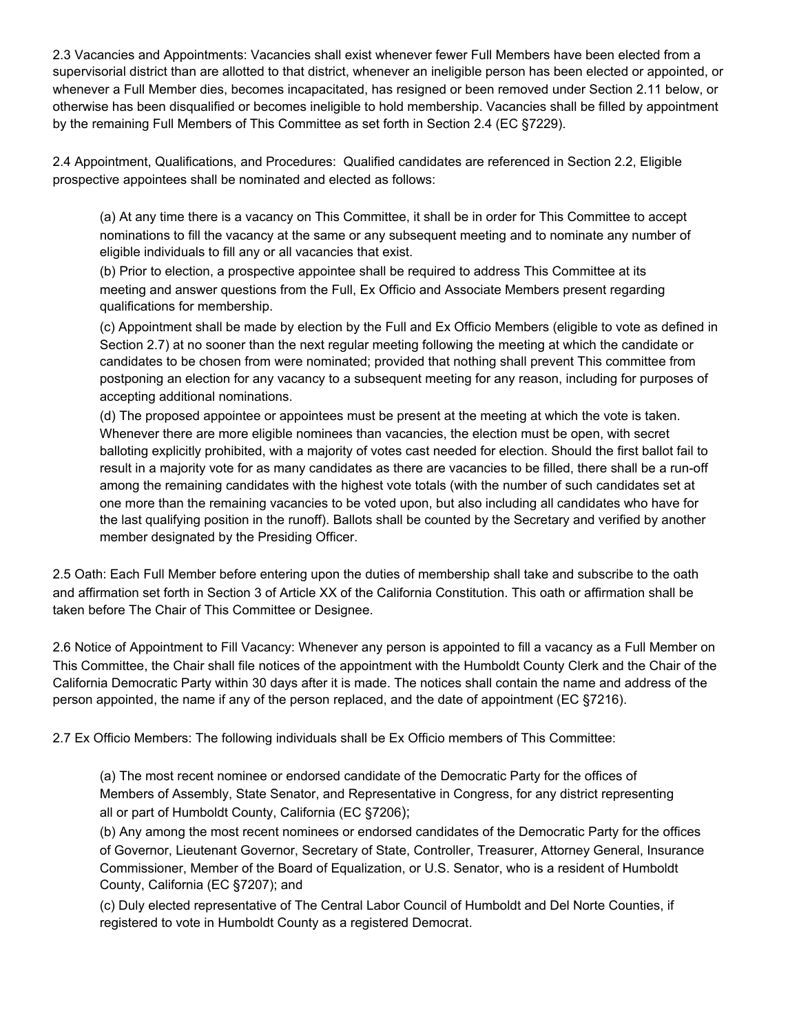2.3 Vacancies and Appointments: Vacancies shall exist whenever fewer Full Members have been elected from a supervisorial district than are allotted to that district, whenever an ineligible person has been elected or appointed, or whenever a Full Member dies, becomes incapacitated, has resigned or been removed under Section 2.11 below, or otherwise has been disqualified or becomes ineligible to hold membership. Vacancies shall be filled by appointment by the remaining Full Members of This Committee as set forth in Section 2.4 (EC §7229).

2.4 Appointment, Qualifications, and Procedures: Qualified candidates are referenced in Section 2.2, Eligible prospective appointees shall be nominated and elected as follows:

(a) At any time there is a vacancy on This Committee, it shall be in order for This Committee to accept nominations to fill the vacancy at the same or any subsequent meeting and to nominate any number of eligible individuals to fill any or all vacancies that exist.

(b) Prior to election, a prospective appointee shall be required to address This Committee at its meeting and answer questions from the Full, Ex Officio and Associate Members present regarding qualifications for membership.

(c) Appointment shall be made by election by the Full and Ex Officio Members (eligible to vote as defined in Section 2.7) at no sooner than the next regular meeting following the meeting at which the candidate or candidates to be chosen from were nominated; provided that nothing shall prevent This committee from postponing an election for any vacancy to a subsequent meeting for any reason, including for purposes of accepting additional nominations.

(d) The proposed appointee or appointees must be present at the meeting at which the vote is taken. Whenever there are more eligible nominees than vacancies, the election must be open, with secret balloting explicitly prohibited, with a majority of votes cast needed for election. Should the first ballot fail to result in a majority vote for as many candidates as there are vacancies to be filled, there shall be a run-off among the remaining candidates with the highest vote totals (with the number of such candidates set at one more than the remaining vacancies to be voted upon, but also including all candidates who have for the last qualifying position in the runoff). Ballots shall be counted by the Secretary and verified by another member designated by the Presiding Officer.

2.5 Oath: Each Full Member before entering upon the duties of membership shall take and subscribe to the oath and affirmation set forth in Section 3 of Article XX of the California Constitution. This oath or affirmation shall be taken before The Chair of This Committee or Designee.

2.6 Notice of Appointment to Fill Vacancy: Whenever any person is appointed to fill a vacancy as a Full Member on This Committee, the Chair shall file notices of the appointment with the Humboldt County Clerk and the Chair of the California Democratic Party within 30 days after it is made. The notices shall contain the name and address of the person appointed, the name if any of the person replaced, and the date of appointment (EC §7216).

2.7 Ex Officio Members: The following individuals shall be Ex Officio members of This Committee:

(a) The most recent nominee or endorsed candidate of the Democratic Party for the offices of Members of Assembly, State Senator, and Representative in Congress, for any district representing all or part of Humboldt County, California (EC §7206);

(b) Any among the most recent nominees or endorsed candidates of the Democratic Party for the offices of Governor, Lieutenant Governor, Secretary of State, Controller, Treasurer, Attorney General, Insurance Commissioner, Member of the Board of Equalization, or U.S. Senator, who is a resident of Humboldt County, California (EC §7207); and

(c) Duly elected representative of The Central Labor Council of Humboldt and Del Norte Counties, if registered to vote in Humboldt County as a registered Democrat.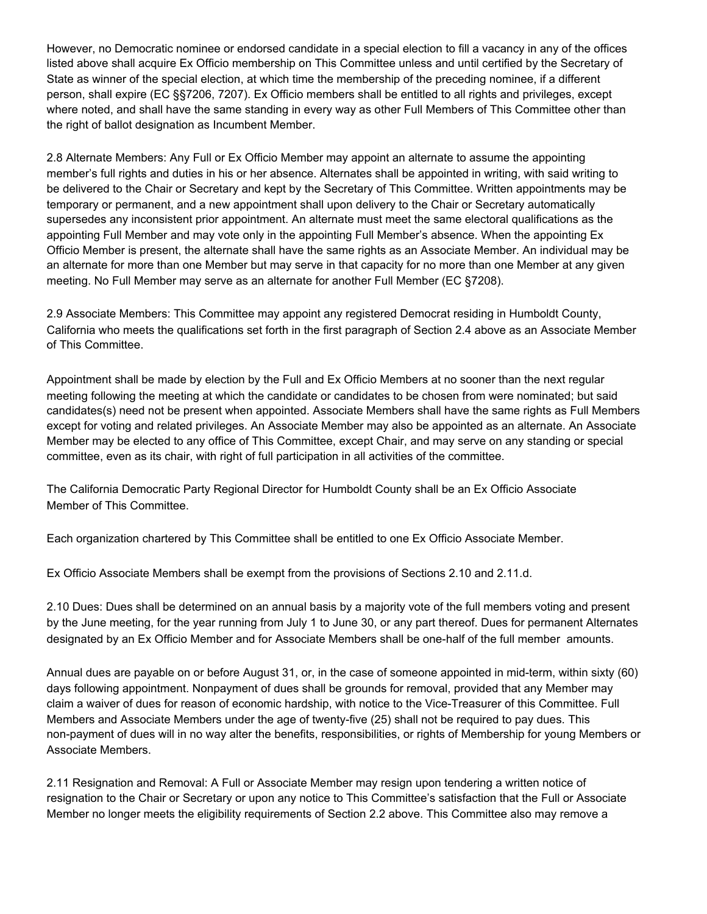However, no Democratic nominee or endorsed candidate in a special election to fill a vacancy in any of the offices listed above shall acquire Ex Officio membership on This Committee unless and until certified by the Secretary of State as winner of the special election, at which time the membership of the preceding nominee, if a different person, shall expire (EC §§7206, 7207). Ex Officio members shall be entitled to all rights and privileges, except where noted, and shall have the same standing in every way as other Full Members of This Committee other than the right of ballot designation as Incumbent Member.

2.8 Alternate Members: Any Full or Ex Officio Member may appoint an alternate to assume the appointing member's full rights and duties in his or her absence. Alternates shall be appointed in writing, with said writing to be delivered to the Chair or Secretary and kept by the Secretary of This Committee. Written appointments may be temporary or permanent, and a new appointment shall upon delivery to the Chair or Secretary automatically supersedes any inconsistent prior appointment. An alternate must meet the same electoral qualifications as the appointing Full Member and may vote only in the appointing Full Member's absence. When the appointing Ex Officio Member is present, the alternate shall have the same rights as an Associate Member. An individual may be an alternate for more than one Member but may serve in that capacity for no more than one Member at any given meeting. No Full Member may serve as an alternate for another Full Member (EC §7208).

2.9 Associate Members: This Committee may appoint any registered Democrat residing in Humboldt County, California who meets the qualifications set forth in the first paragraph of Section 2.4 above as an Associate Member of This Committee.

Appointment shall be made by election by the Full and Ex Officio Members at no sooner than the next regular meeting following the meeting at which the candidate or candidates to be chosen from were nominated; but said candidates(s) need not be present when appointed. Associate Members shall have the same rights as Full Members except for voting and related privileges. An Associate Member may also be appointed as an alternate. An Associate Member may be elected to any office of This Committee, except Chair, and may serve on any standing or special committee, even as its chair, with right of full participation in all activities of the committee.

The California Democratic Party Regional Director for Humboldt County shall be an Ex Officio Associate Member of This Committee.

Each organization chartered by This Committee shall be entitled to one Ex Officio Associate Member.

Ex Officio Associate Members shall be exempt from the provisions of Sections 2.10 and 2.11.d.

2.10 Dues: Dues shall be determined on an annual basis by a majority vote of the full members voting and present by the June meeting, for the year running from July 1 to June 30, or any part thereof. Dues for permanent Alternates designated by an Ex Officio Member and for Associate Members shall be one-half of the full member amounts.

Annual dues are payable on or before August 31, or, in the case of someone appointed in mid-term, within sixty (60) days following appointment. Nonpayment of dues shall be grounds for removal, provided that any Member may claim a waiver of dues for reason of economic hardship, with notice to the Vice-Treasurer of this Committee. Full Members and Associate Members under the age of twenty-five (25) shall not be required to pay dues. This non-payment of dues will in no way alter the benefits, responsibilities, or rights of Membership for young Members or Associate Members.

2.11 Resignation and Removal: A Full or Associate Member may resign upon tendering a written notice of resignation to the Chair or Secretary or upon any notice to This Committee's satisfaction that the Full or Associate Member no longer meets the eligibility requirements of Section 2.2 above. This Committee also may remove a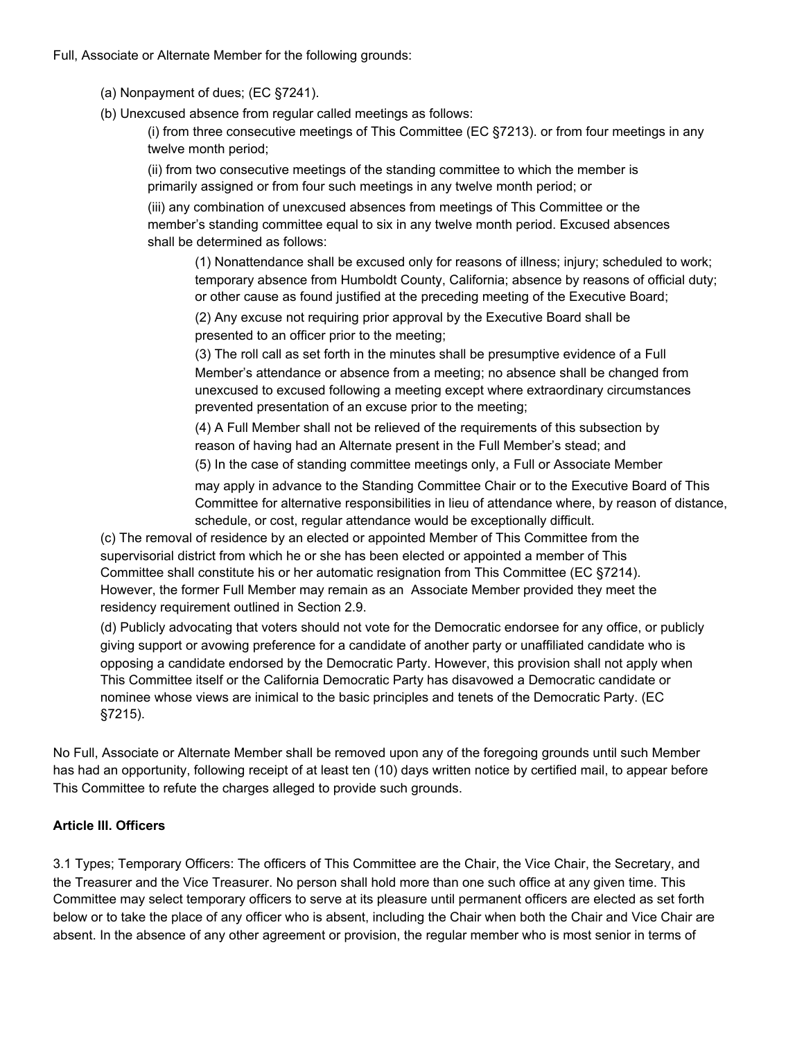Full, Associate or Alternate Member for the following grounds:

(a) Nonpayment of dues; (EC §7241).

(b) Unexcused absence from regular called meetings as follows:

(i) from three consecutive meetings of This Committee (EC §7213). or from four meetings in any twelve month period;

(ii) from two consecutive meetings of the standing committee to which the member is primarily assigned or from four such meetings in any twelve month period; or

(iii) any combination of unexcused absences from meetings of This Committee or the member's standing committee equal to six in any twelve month period. Excused absences shall be determined as follows:

(1) Nonattendance shall be excused only for reasons of illness; injury; scheduled to work; temporary absence from Humboldt County, California; absence by reasons of official duty; or other cause as found justified at the preceding meeting of the Executive Board;

(2) Any excuse not requiring prior approval by the Executive Board shall be presented to an officer prior to the meeting;

(3) The roll call as set forth in the minutes shall be presumptive evidence of a Full Member's attendance or absence from a meeting; no absence shall be changed from unexcused to excused following a meeting except where extraordinary circumstances prevented presentation of an excuse prior to the meeting;

(4) A Full Member shall not be relieved of the requirements of this subsection by reason of having had an Alternate present in the Full Member's stead; and

(5) In the case of standing committee meetings only, a Full or Associate Member may apply in advance to the Standing Committee Chair or to the Executive Board of This Committee for alternative responsibilities in lieu of attendance where, by reason of distance, schedule, or cost, regular attendance would be exceptionally difficult.

(c) The removal of residence by an elected or appointed Member of This Committee from the supervisorial district from which he or she has been elected or appointed a member of This Committee shall constitute his or her automatic resignation from This Committee (EC §7214). However, the former Full Member may remain as an Associate Member provided they meet the residency requirement outlined in Section 2.9.

(d) Publicly advocating that voters should not vote for the Democratic endorsee for any office, or publicly giving support or avowing preference for a candidate of another party or unaffiliated candidate who is opposing a candidate endorsed by the Democratic Party. However, this provision shall not apply when This Committee itself or the California Democratic Party has disavowed a Democratic candidate or nominee whose views are inimical to the basic principles and tenets of the Democratic Party. (EC §7215).

No Full, Associate or Alternate Member shall be removed upon any of the foregoing grounds until such Member has had an opportunity, following receipt of at least ten (10) days written notice by certified mail, to appear before This Committee to refute the charges alleged to provide such grounds.

## Article III. Officers

3.1 Types; Temporary Officers: The officers of This Committee are the Chair, the Vice Chair, the Secretary, and the Treasurer and the Vice Treasurer. No person shall hold more than one such office at any given time. This Committee may select temporary officers to serve at its pleasure until permanent officers are elected as set forth below or to take the place of any officer who is absent, including the Chair when both the Chair and Vice Chair are absent. In the absence of any other agreement or provision, the regular member who is most senior in terms of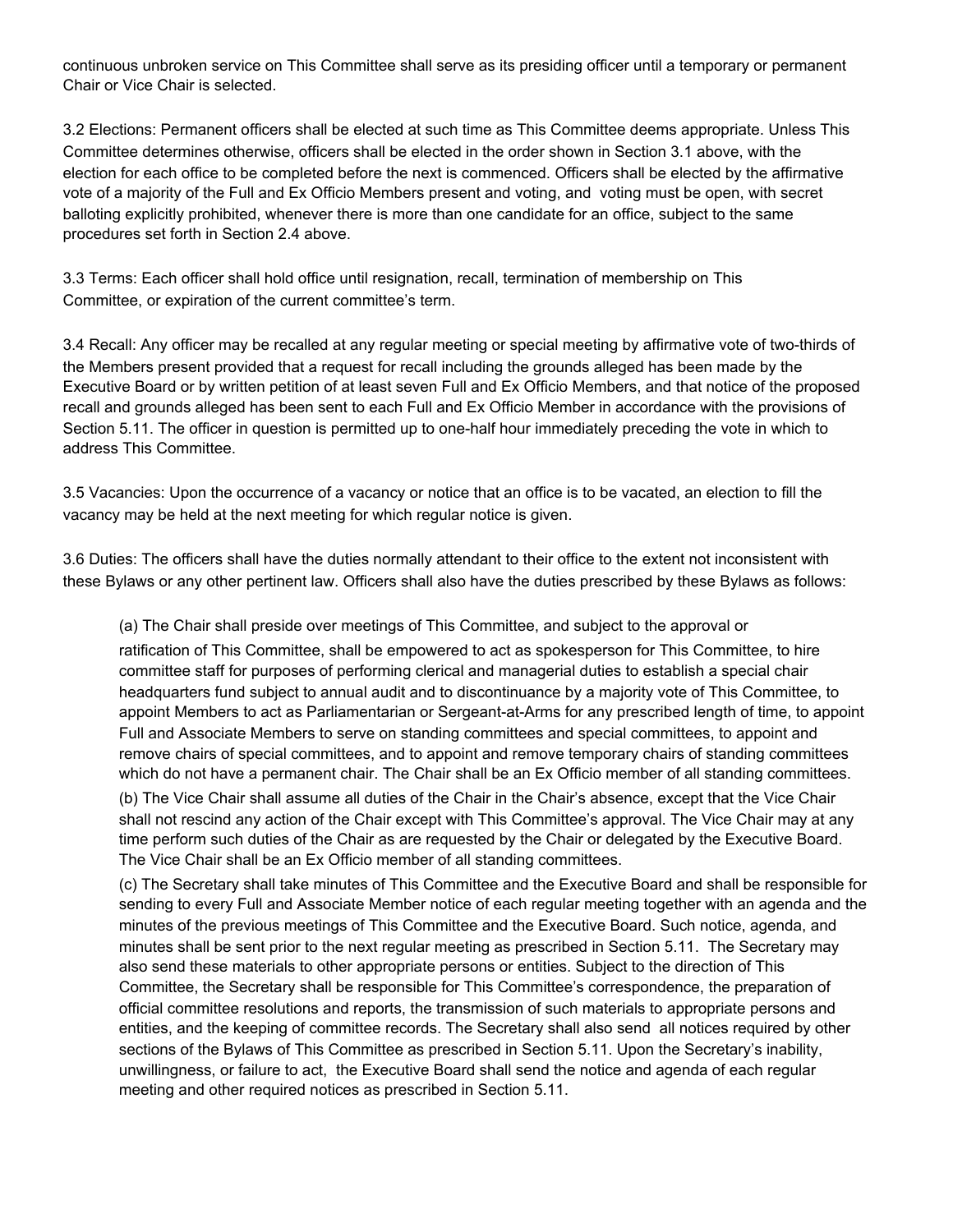continuous unbroken service on This Committee shall serve as its presiding officer until a temporary or permanent Chair or Vice Chair is selected.

3.2 Elections: Permanent officers shall be elected at such time as This Committee deems appropriate. Unless This Committee determines otherwise, officers shall be elected in the order shown in Section 3.1 above, with the election for each office to be completed before the next is commenced. Officers shall be elected by the affirmative vote of a majority of the Full and Ex Officio Members present and voting, and voting must be open, with secret balloting explicitly prohibited, whenever there is more than one candidate for an office, subject to the same procedures set forth in Section 2.4 above.

3.3 Terms: Each officer shall hold office until resignation, recall, termination of membership on This Committee, or expiration of the current committee's term.

3.4 Recall: Any officer may be recalled at any regular meeting or special meeting by affirmative vote of two-thirds of the Members present provided that a request for recall including the grounds alleged has been made by the Executive Board or by written petition of at least seven Full and Ex Officio Members, and that notice of the proposed recall and grounds alleged has been sent to each Full and Ex Officio Member in accordance with the provisions of Section 5.11. The officer in question is permitted up to one-half hour immediately preceding the vote in which to address This Committee.

3.5 Vacancies: Upon the occurrence of a vacancy or notice that an office is to be vacated, an election to fill the vacancy may be held at the next meeting for which regular notice is given.

3.6 Duties: The officers shall have the duties normally attendant to their office to the extent not inconsistent with these Bylaws or any other pertinent law. Officers shall also have the duties prescribed by these Bylaws as follows:

(a) The Chair shall preside over meetings of This Committee, and subject to the approval or ratification of This Committee, shall be empowered to act as spokesperson for This Committee, to hire committee staff for purposes of performing clerical and managerial duties to establish a special chair headquarters fund subject to annual audit and to discontinuance by a majority vote of This Committee, to appoint Members to act as Parliamentarian or Sergeant-at-Arms for any prescribed length of time, to appoint Full and Associate Members to serve on standing committees and special committees, to appoint and remove chairs of special committees, and to appoint and remove temporary chairs of standing committees which do not have a permanent chair. The Chair shall be an Ex Officio member of all standing committees.

(b) The Vice Chair shall assume all duties of the Chair in the Chair's absence, except that the Vice Chair shall not rescind any action of the Chair except with This Committee's approval. The Vice Chair may at any time perform such duties of the Chair as are requested by the Chair or delegated by the Executive Board. The Vice Chair shall be an Ex Officio member of all standing committees.

(c) The Secretary shall take minutes of This Committee and the Executive Board and shall be responsible for sending to every Full and Associate Member notice of each regular meeting together with an agenda and the minutes of the previous meetings of This Committee and the Executive Board. Such notice, agenda, and minutes shall be sent prior to the next regular meeting as prescribed in Section 5.11. The Secretary may also send these materials to other appropriate persons or entities. Subject to the direction of This Committee, the Secretary shall be responsible for This Committee's correspondence, the preparation of official committee resolutions and reports, the transmission of such materials to appropriate persons and entities, and the keeping of committee records. The Secretary shall also send all notices required by other sections of the Bylaws of This Committee as prescribed in Section 5.11. Upon the Secretary's inability, unwillingness, or failure to act, the Executive Board shall send the notice and agenda of each regular meeting and other required notices as prescribed in Section 5.11.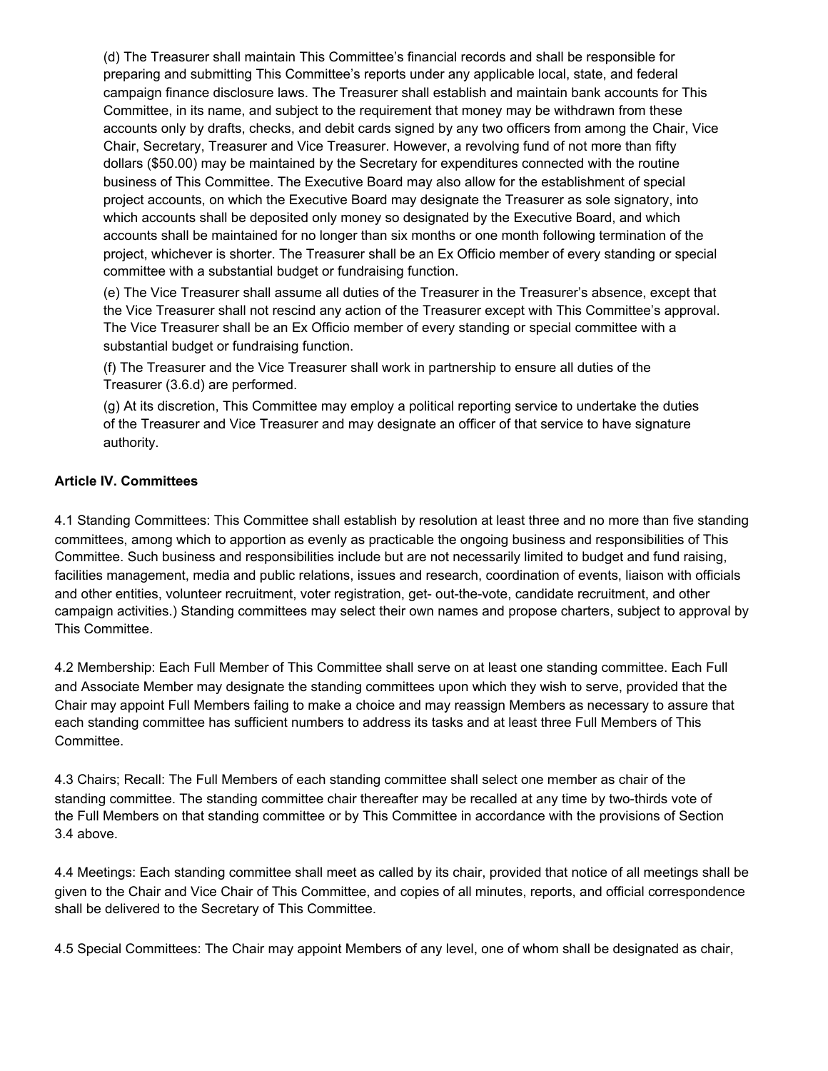(d) The Treasurer shall maintain This Committee's financial records and shall be responsible for preparing and submitting This Committee's reports under any applicable local, state, and federal campaign finance disclosure laws. The Treasurer shall establish and maintain bank accounts for This Committee, in its name, and subject to the requirement that money may be withdrawn from these accounts only by drafts, checks, and debit cards signed by any two officers from among the Chair, Vice Chair, Secretary, Treasurer and Vice Treasurer. However, a revolving fund of not more than fifty dollars ($50.00) may be maintained by the Secretary for expenditures connected with the routine business of This Committee. The Executive Board may also allow for the establishment of special project accounts, on which the Executive Board may designate the Treasurer as sole signatory, into which accounts shall be deposited only money so designated by the Executive Board, and which accounts shall be maintained for no longer than six months or one month following termination of the project, whichever is shorter. The Treasurer shall be an Ex Officio member of every standing or special committee with a substantial budget or fundraising function.

(e) The Vice Treasurer shall assume all duties of the Treasurer in the Treasurer's absence, except that the Vice Treasurer shall not rescind any action of the Treasurer except with This Committee's approval. The Vice Treasurer shall be an Ex Officio member of every standing or special committee with a substantial budget or fundraising function.

(f) The Treasurer and the Vice Treasurer shall work in partnership to ensure all duties of the Treasurer (3.6.d) are performed.

(g) At its discretion, This Committee may employ a political reporting service to undertake the duties of the Treasurer and Vice Treasurer and may designate an officer of that service to have signature authority.

**Article IV. Committees**

4.1 Standing Committees: This Committee shall establish by resolution at least three and no more than five standing committees, among which to apportion as evenly as practicable the ongoing business and responsibilities of This Committee. Such business and responsibilities include but are not necessarily limited to budget and fund raising, facilities management, media and public relations, issues and research, coordination of events, liaison with officials and other entities, volunteer recruitment, voter registration, get- out-the-vote, candidate recruitment, and other campaign activities.) Standing committees may select their own names and propose charters, subject to approval by This Committee.

4.2 Membership: Each Full Member of This Committee shall serve on at least one standing committee. Each Full and Associate Member may designate the standing committees upon which they wish to serve, provided that the Chair may appoint Full Members failing to make a choice and may reassign Members as necessary to assure that each standing committee has sufficient numbers to address its tasks and at least three Full Members of This Committee.

4.3 Chairs; Recall: The Full Members of each standing committee shall select one member as chair of the standing committee. The standing committee chair thereafter may be recalled at any time by two-thirds vote of the Full Members on that standing committee or by This Committee in accordance with the provisions of Section 3.4 above.

4.4 Meetings: Each standing committee shall meet as called by its chair, provided that notice of all meetings shall be given to the Chair and Vice Chair of This Committee, and copies of all minutes, reports, and official correspondence shall be delivered to the Secretary of This Committee.

4.5 Special Committees: The Chair may appoint Members of any level, one of whom shall be designated as chair,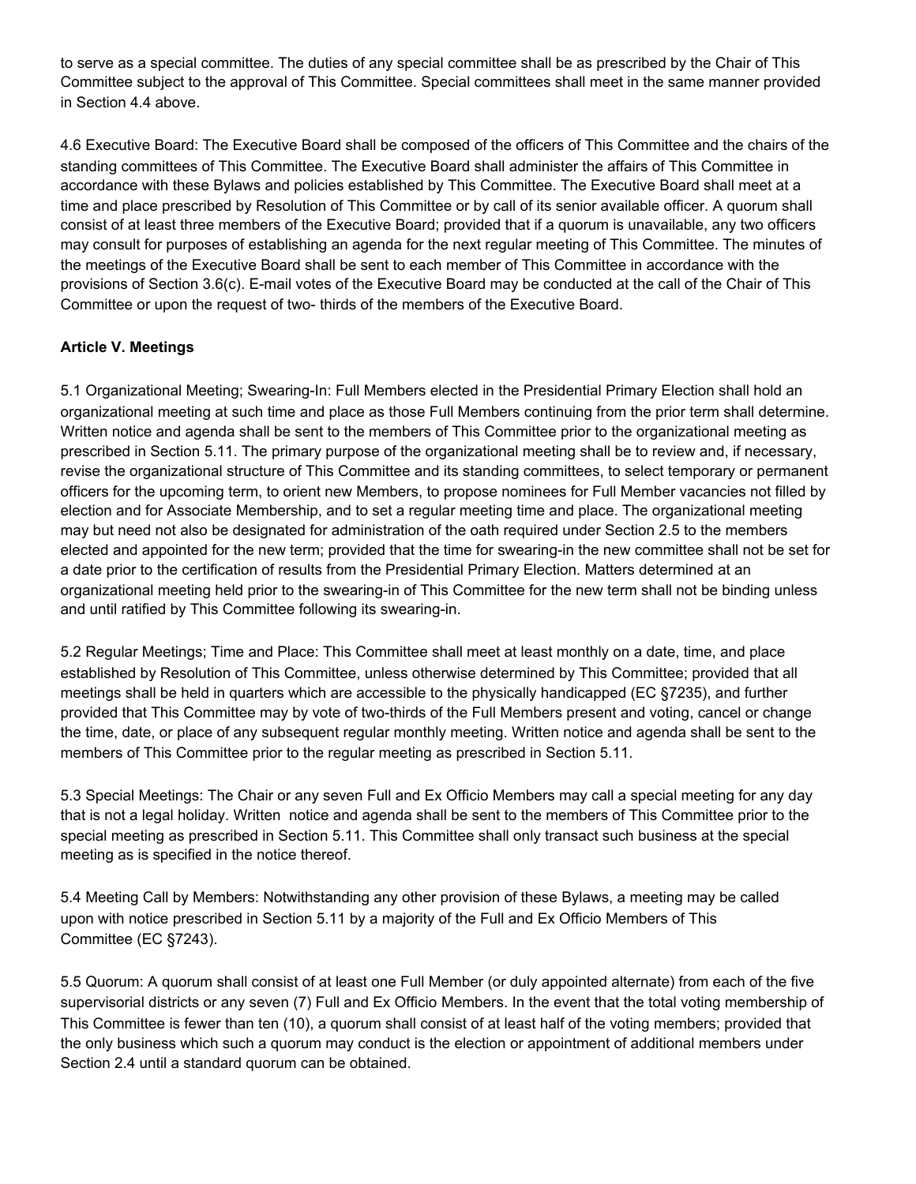to serve as a special committee. The duties of any special committee shall be as prescribed by the Chair of This Committee subject to the approval of This Committee. Special committees shall meet in the same manner provided in Section 4.4 above.

4.6 Executive Board: The Executive Board shall be composed of the officers of This Committee and the chairs of the standing committees of This Committee. The Executive Board shall administer the affairs of This Committee in accordance with these Bylaws and policies established by This Committee. The Executive Board shall meet at a time and place prescribed by Resolution of This Committee or by call of its senior available officer. A quorum shall consist of at least three members of the Executive Board; provided that if a quorum is unavailable, any two officers may consult for purposes of establishing an agenda for the next regular meeting of This Committee. The minutes of the meetings of the Executive Board shall be sent to each member of This Committee in accordance with the provisions of Section 3.6(c). E-mail votes of the Executive Board may be conducted at the call of the Chair of This Committee or upon the request of two- thirds of the members of the Executive Board.

## Article V. Meetings

5.1 Organizational Meeting; Swearing-In: Full Members elected in the Presidential Primary Election shall hold an organizational meeting at such time and place as those Full Members continuing from the prior term shall determine. Written notice and agenda shall be sent to the members of This Committee prior to the organizational meeting as prescribed in Section 5.11. The primary purpose of the organizational meeting shall be to review and, if necessary, revise the organizational structure of This Committee and its standing committees, to select temporary or permanent officers for the upcoming term, to orient new Members, to propose nominees for Full Member vacancies not filled by election and for Associate Membership, and to set a regular meeting time and place. The organizational meeting may but need not also be designated for administration of the oath required under Section 2.5 to the members elected and appointed for the new term; provided that the time for swearing-in the new committee shall not be set for a date prior to the certification of results from the Presidential Primary Election. Matters determined at an organizational meeting held prior to the swearing-in of This Committee for the new term shall not be binding unless and until ratified by This Committee following its swearing-in.

5.2 Regular Meetings; Time and Place: This Committee shall meet at least monthly on a date, time, and place established by Resolution of This Committee, unless otherwise determined by This Committee; provided that all meetings shall be held in quarters which are accessible to the physically handicapped (EC §7235), and further provided that This Committee may by vote of two-thirds of the Full Members present and voting, cancel or change the time, date, or place of any subsequent regular monthly meeting. Written notice and agenda shall be sent to the members of This Committee prior to the regular meeting as prescribed in Section 5.11.

5.3 Special Meetings: The Chair or any seven Full and Ex Officio Members may call a special meeting for any day that is not a legal holiday. Written notice and agenda shall be sent to the members of This Committee prior to the special meeting as prescribed in Section 5.11. This Committee shall only transact such business at the special meeting as is specified in the notice thereof.

5.4 Meeting Call by Members: Notwithstanding any other provision of these Bylaws, a meeting may be called upon with notice prescribed in Section 5.11 by a majority of the Full and Ex Officio Members of This Committee (EC §7243).

5.5 Quorum: A quorum shall consist of at least one Full Member (or duly appointed alternate) from each of the five supervisorial districts or any seven (7) Full and Ex Officio Members. In the event that the total voting membership of This Committee is fewer than ten (10), a quorum shall consist of at least half of the voting members; provided that the only business which such a quorum may conduct is the election or appointment of additional members under Section 2.4 until a standard quorum can be obtained.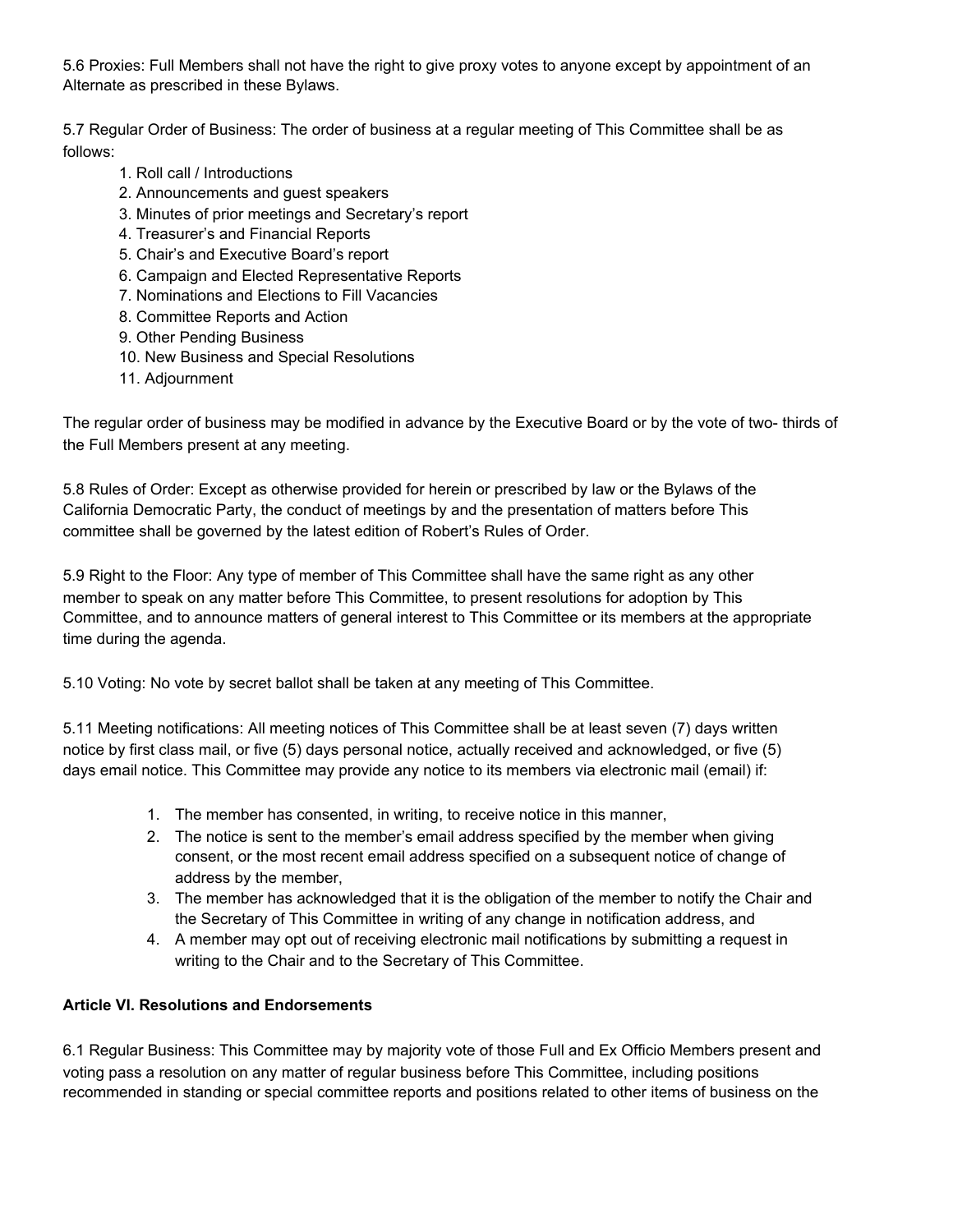5.6 Proxies: Full Members shall not have the right to give proxy votes to anyone except by appointment of an Alternate as prescribed in these Bylaws.

5.7 Regular Order of Business: The order of business at a regular meeting of This Committee shall be as follows:

1. Roll call / Introductions
2. Announcements and guest speakers
3. Minutes of prior meetings and Secretary's report
4. Treasurer's and Financial Reports
5. Chair's and Executive Board's report
6. Campaign and Elected Representative Reports
7. Nominations and Elections to Fill Vacancies
8. Committee Reports and Action
9. Other Pending Business
10. New Business and Special Resolutions
11. Adjournment

The regular order of business may be modified in advance by the Executive Board or by the vote of two- thirds of the Full Members present at any meeting.

5.8 Rules of Order: Except as otherwise provided for herein or prescribed by law or the Bylaws of the California Democratic Party, the conduct of meetings by and the presentation of matters before This committee shall be governed by the latest edition of Robert's Rules of Order.

5.9 Right to the Floor: Any type of member of This Committee shall have the same right as any other member to speak on any matter before This Committee, to present resolutions for adoption by This Committee, and to announce matters of general interest to This Committee or its members at the appropriate time during the agenda.

5.10 Voting: No vote by secret ballot shall be taken at any meeting of This Committee.

5.11 Meeting notifications: All meeting notices of This Committee shall be at least seven (7) days written notice by first class mail, or five (5) days personal notice, actually received and acknowledged, or five (5) days email notice. This Committee may provide any notice to its members via electronic mail (email) if:

1. The member has consented, in writing, to receive notice in this manner,
2. The notice is sent to the member's email address specified by the member when giving consent, or the most recent email address specified on a subsequent notice of change of address by the member,
3. The member has acknowledged that it is the obligation of the member to notify the Chair and the Secretary of This Committee in writing of any change in notification address, and
4. A member may opt out of receiving electronic mail notifications by submitting a request in writing to the Chair and to the Secretary of This Committee.

**Article VI. Resolutions and Endorsements**

6.1 Regular Business: This Committee may by majority vote of those Full and Ex Officio Members present and voting pass a resolution on any matter of regular business before This Committee, including positions recommended in standing or special committee reports and positions related to other items of business on the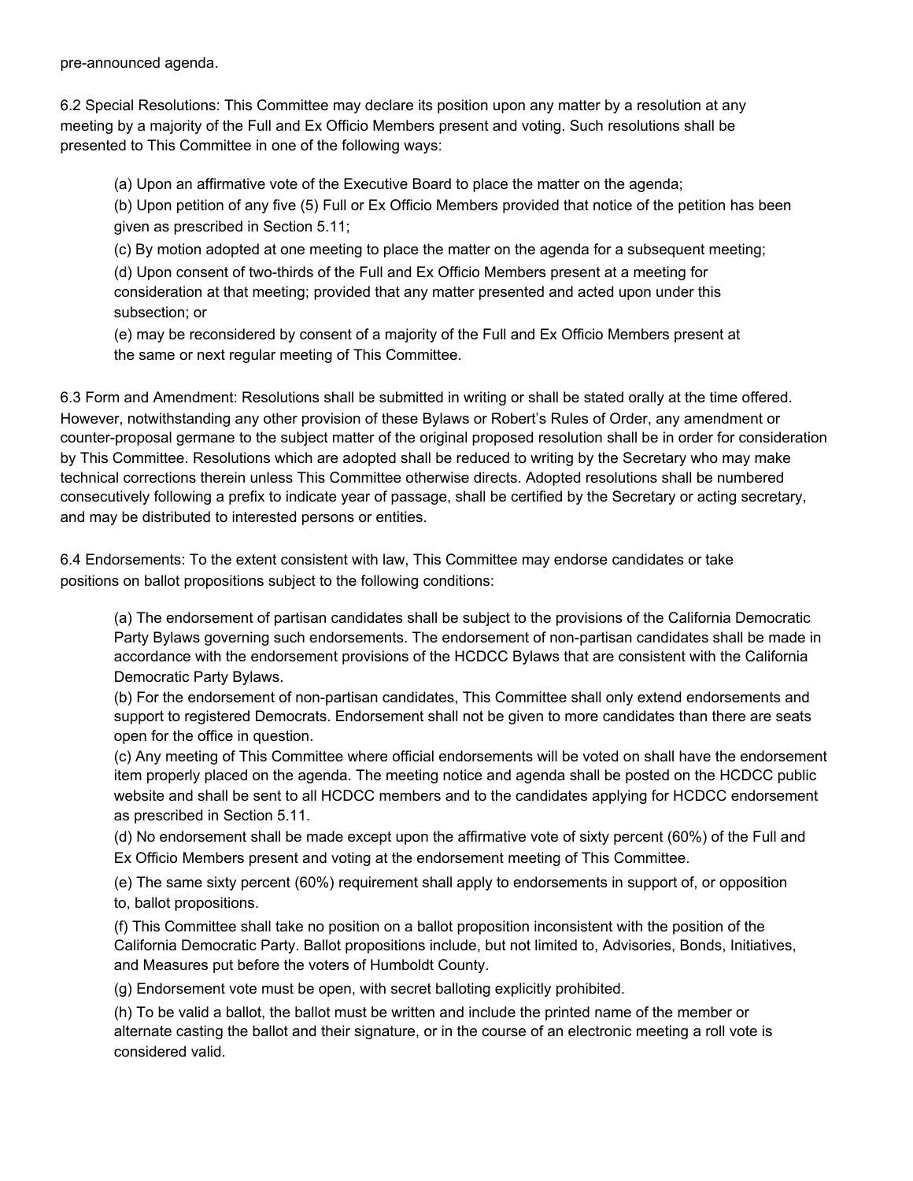pre-announced agenda.

6.2 Special Resolutions: This Committee may declare its position upon any matter by a resolution at any meeting by a majority of the Full and Ex Officio Members present and voting. Such resolutions shall be presented to This Committee in one of the following ways:

(a) Upon an affirmative vote of the Executive Board to place the matter on the agenda;

(b) Upon petition of any five (5) Full or Ex Officio Members provided that notice of the petition has been given as prescribed in Section 5.11;

(c) By motion adopted at one meeting to place the matter on the agenda for a subsequent meeting;

(d) Upon consent of two-thirds of the Full and Ex Officio Members present at a meeting for consideration at that meeting; provided that any matter presented and acted upon under this subsection; or

(e) may be reconsidered by consent of a majority of the Full and Ex Officio Members present at the same or next regular meeting of This Committee.

6.3 Form and Amendment: Resolutions shall be submitted in writing or shall be stated orally at the time offered. However, notwithstanding any other provision of these Bylaws or Robert's Rules of Order, any amendment or counter-proposal germane to the subject matter of the original proposed resolution shall be in order for consideration by This Committee. Resolutions which are adopted shall be reduced to writing by the Secretary who may make technical corrections therein unless This Committee otherwise directs. Adopted resolutions shall be numbered consecutively following a prefix to indicate year of passage, shall be certified by the Secretary or acting secretary, and may be distributed to interested persons or entities.

6.4 Endorsements: To the extent consistent with law, This Committee may endorse candidates or take positions on ballot propositions subject to the following conditions:

(a) The endorsement of partisan candidates shall be subject to the provisions of the California Democratic Party Bylaws governing such endorsements. The endorsement of non-partisan candidates shall be made in accordance with the endorsement provisions of the HCDCC Bylaws that are consistent with the California Democratic Party Bylaws.

(b) For the endorsement of non-partisan candidates, This Committee shall only extend endorsements and support to registered Democrats. Endorsement shall not be given to more candidates than there are seats open for the office in question.

(c) Any meeting of This Committee where official endorsements will be voted on shall have the endorsement item properly placed on the agenda. The meeting notice and agenda shall be posted on the HCDCC public website and shall be sent to all HCDCC members and to the candidates applying for HCDCC endorsement as prescribed in Section 5.11.

(d) No endorsement shall be made except upon the affirmative vote of sixty percent (60%) of the Full and Ex Officio Members present and voting at the endorsement meeting of This Committee.

(e) The same sixty percent (60%) requirement shall apply to endorsements in support of, or opposition to, ballot propositions.

(f) This Committee shall take no position on a ballot proposition inconsistent with the position of the California Democratic Party. Ballot propositions include, but not limited to, Advisories, Bonds, Initiatives, and Measures put before the voters of Humboldt County.

(g) Endorsement vote must be open, with secret balloting explicitly prohibited.

(h) To be valid a ballot, the ballot must be written and include the printed name of the member or alternate casting the ballot and their signature, or in the course of an electronic meeting a roll vote is considered valid.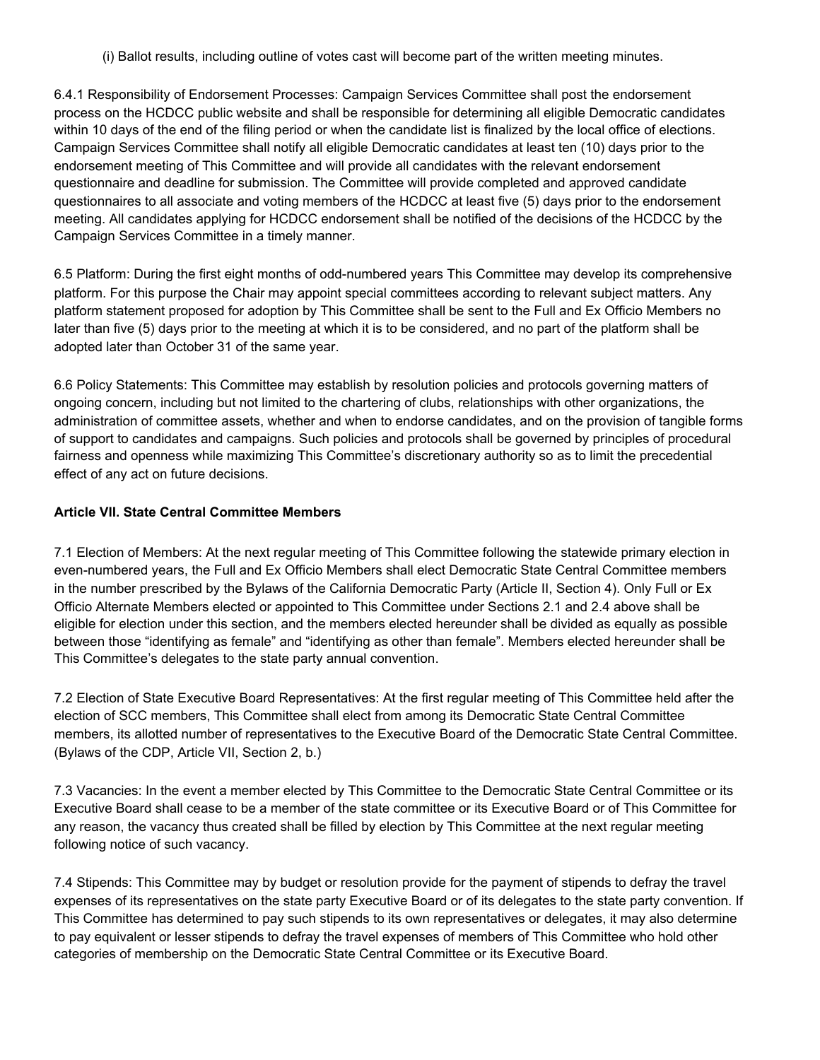(i) Ballot results, including outline of votes cast will become part of the written meeting minutes.

6.4.1 Responsibility of Endorsement Processes: Campaign Services Committee shall post the endorsement process on the HCDCC public website and shall be responsible for determining all eligible Democratic candidates within 10 days of the end of the filing period or when the candidate list is finalized by the local office of elections. Campaign Services Committee shall notify all eligible Democratic candidates at least ten (10) days prior to the endorsement meeting of This Committee and will provide all candidates with the relevant endorsement questionnaire and deadline for submission. The Committee will provide completed and approved candidate questionnaires to all associate and voting members of the HCDCC at least five (5) days prior to the endorsement meeting. All candidates applying for HCDCC endorsement shall be notified of the decisions of the HCDCC by the Campaign Services Committee in a timely manner.

6.5 Platform: During the first eight months of odd-numbered years This Committee may develop its comprehensive platform. For this purpose the Chair may appoint special committees according to relevant subject matters. Any platform statement proposed for adoption by This Committee shall be sent to the Full and Ex Officio Members no later than five (5) days prior to the meeting at which it is to be considered, and no part of the platform shall be adopted later than October 31 of the same year.

6.6 Policy Statements: This Committee may establish by resolution policies and protocols governing matters of ongoing concern, including but not limited to the chartering of clubs, relationships with other organizations, the administration of committee assets, whether and when to endorse candidates, and on the provision of tangible forms of support to candidates and campaigns. Such policies and protocols shall be governed by principles of procedural fairness and openness while maximizing This Committee's discretionary authority so as to limit the precedential effect of any act on future decisions.

**Article VII. State Central Committee Members**

7.1 Election of Members: At the next regular meeting of This Committee following the statewide primary election in even-numbered years, the Full and Ex Officio Members shall elect Democratic State Central Committee members in the number prescribed by the Bylaws of the California Democratic Party (Article II, Section 4). Only Full or Ex Officio Alternate Members elected or appointed to This Committee under Sections 2.1 and 2.4 above shall be eligible for election under this section, and the members elected hereunder shall be divided as equally as possible between those "identifying as female" and "identifying as other than female". Members elected hereunder shall be This Committee's delegates to the state party annual convention.

7.2 Election of State Executive Board Representatives: At the first regular meeting of This Committee held after the election of SCC members, This Committee shall elect from among its Democratic State Central Committee members, its allotted number of representatives to the Executive Board of the Democratic State Central Committee. (Bylaws of the CDP, Article VII, Section 2, b.)

7.3 Vacancies: In the event a member elected by This Committee to the Democratic State Central Committee or its Executive Board shall cease to be a member of the state committee or its Executive Board or of This Committee for any reason, the vacancy thus created shall be filled by election by This Committee at the next regular meeting following notice of such vacancy.

7.4 Stipends: This Committee may by budget or resolution provide for the payment of stipends to defray the travel expenses of its representatives on the state party Executive Board or of its delegates to the state party convention. If This Committee has determined to pay such stipends to its own representatives or delegates, it may also determine to pay equivalent or lesser stipends to defray the travel expenses of members of This Committee who hold other categories of membership on the Democratic State Central Committee or its Executive Board.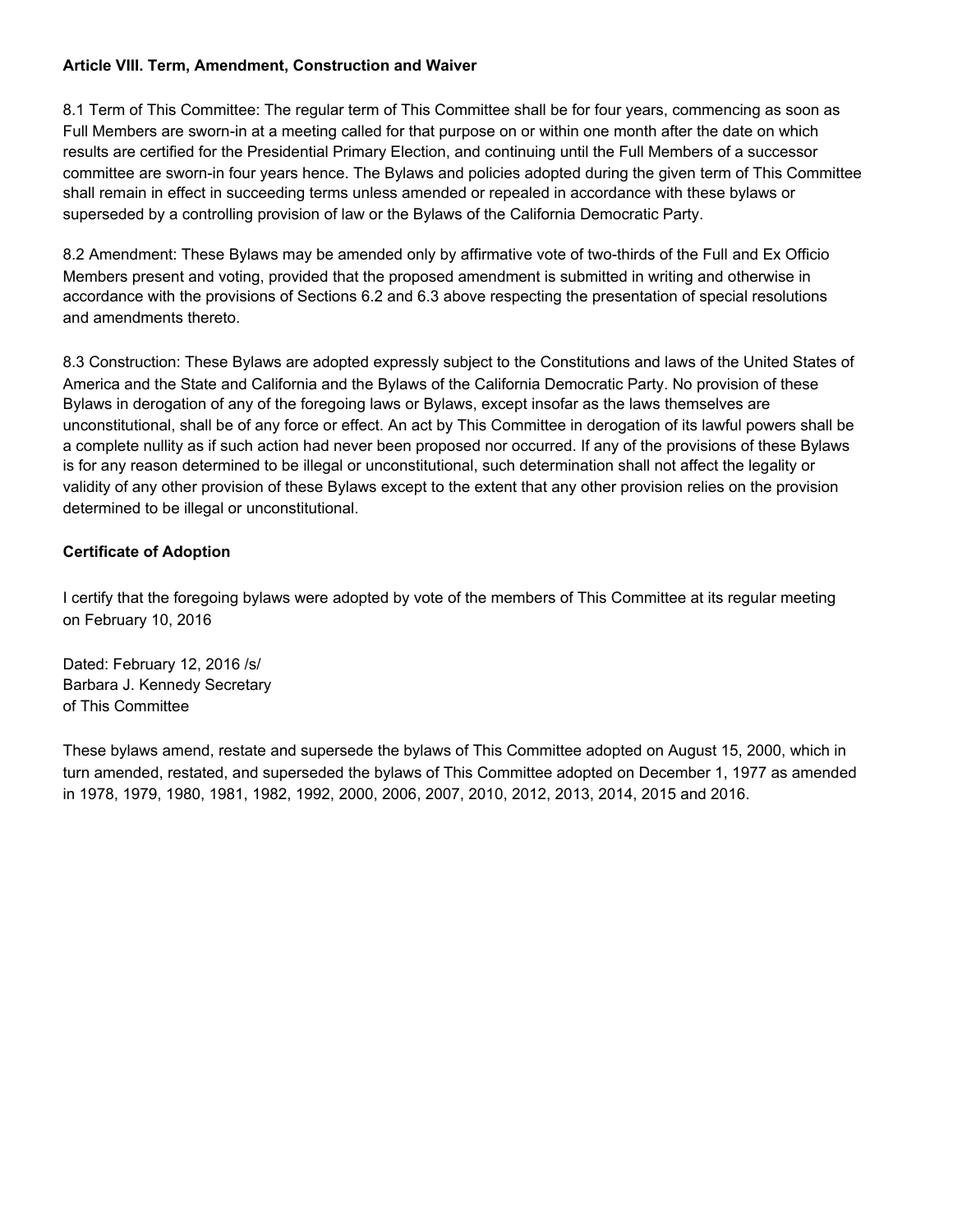**Article VIII. Term, Amendment, Construction and Waiver**

8.1 Term of This Committee: The regular term of This Committee shall be for four years, commencing as soon as Full Members are sworn-in at a meeting called for that purpose on or within one month after the date on which results are certified for the Presidential Primary Election, and continuing until the Full Members of a successor committee are sworn-in four years hence. The Bylaws and policies adopted during the given term of This Committee shall remain in effect in succeeding terms unless amended or repealed in accordance with these bylaws or superseded by a controlling provision of law or the Bylaws of the California Democratic Party.

8.2 Amendment: These Bylaws may be amended only by affirmative vote of two-thirds of the Full and Ex Officio Members present and voting, provided that the proposed amendment is submitted in writing and otherwise in accordance with the provisions of Sections 6.2 and 6.3 above respecting the presentation of special resolutions and amendments thereto.

8.3 Construction: These Bylaws are adopted expressly subject to the Constitutions and laws of the United States of America and the State and California and the Bylaws of the California Democratic Party. No provision of these Bylaws in derogation of any of the foregoing laws or Bylaws, except insofar as the laws themselves are unconstitutional, shall be of any force or effect. An act by This Committee in derogation of its lawful powers shall be a complete nullity as if such action had never been proposed nor occurred. If any of the provisions of these Bylaws is for any reason determined to be illegal or unconstitutional, such determination shall not affect the legality or validity of any other provision of these Bylaws except to the extent that any other provision relies on the provision determined to be illegal or unconstitutional.

**Certificate of Adoption**

I certify that the foregoing bylaws were adopted by vote of the members of This Committee at its regular meeting on February 10, 2016

Dated: February 12, 2016 /s/
Barbara J. Kennedy Secretary
of This Committee

These bylaws amend, restate and supersede the bylaws of This Committee adopted on August 15, 2000, which in turn amended, restated, and superseded the bylaws of This Committee adopted on December 1, 1977 as amended in 1978, 1979, 1980, 1981, 1982, 1992, 2000, 2006, 2007, 2010, 2012, 2013, 2014, 2015 and 2016.